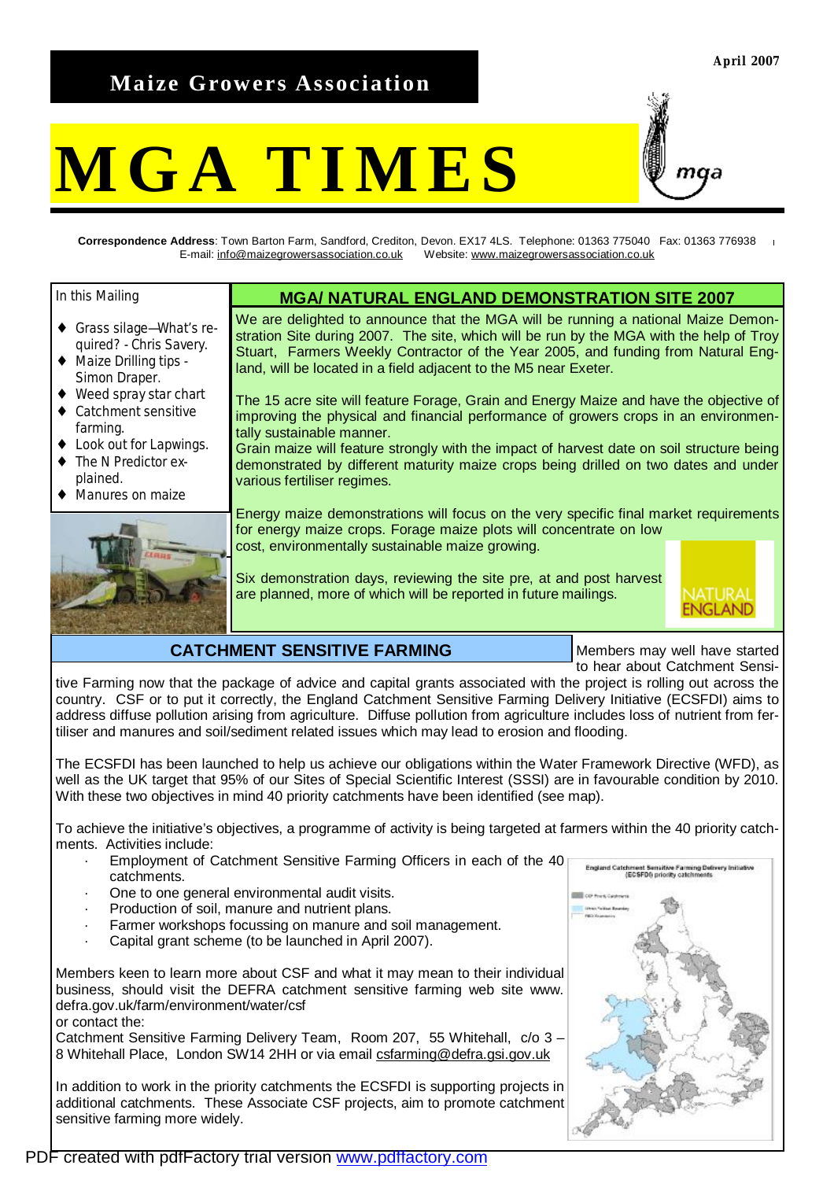# Maize Growers Association

April 2007

# MGA TIMES

**Correspondence Address**: Town Barton Farm, Sandford, Crediton, Devon. EX17 4LS. Telephone: 01363 775040 Fax: 01363 776938
E-mail: info@maizegrowersassociation.co.uk Website: www.maizegrowersassociation.co.uk

**In this Mailing**

- Grass silage—What's required? - Chris Savery.
- Maize Drilling tips - Simon Draper.
- Weed spray star chart
- Catchment sensitive farming.
- Look out for Lapwings.
- The N Predictor explained.
- Manures on maize

## MGA/ NATURAL ENGLAND DEMONSTRATION SITE 2007

We are delighted to announce that the MGA will be running a national Maize Demonstration Site during 2007. The site, which will be run by the MGA with the help of Troy Stuart, Farmers Weekly Contractor of the Year 2005, and funding from Natural England, will be located in a field adjacent to the M5 near Exeter.

The 15 acre site will feature Forage, Grain and Energy Maize and have the objective of improving the physical and financial performance of growers crops in an environmentally sustainable manner.
Grain maize will feature strongly with the impact of harvest date on soil structure being demonstrated by different maturity maize crops being drilled on two dates and under various fertiliser regimes.

Energy maize demonstrations will focus on the very specific final market requirements for energy maize crops. Forage maize plots will concentrate on low cost, environmentally sustainable maize growing.

Six demonstration days, reviewing the site pre, at and post harvest are planned, more of which will be reported in future mailings.

NATURAL ENGLAND

## CATCHMENT SENSITIVE FARMING

Members may well have started to hear about Catchment Sensitive Farming now that the package of advice and capital grants associated with the project is rolling out across the country. CSF or to put it correctly, the England Catchment Sensitive Farming Delivery Initiative (ECSFDI) aims to address diffuse pollution arising from agriculture. Diffuse pollution from agriculture includes loss of nutrient from fertiliser and manures and soil/sediment related issues which may lead to erosion and flooding.

The ECSFDI has been launched to help us achieve our obligations within the Water Framework Directive (WFD), as well as the UK target that 95% of our Sites of Special Scientific Interest (SSSI) are in favourable condition by 2010. With these two objectives in mind 40 priority catchments have been identified (see map).

To achieve the initiative's objectives, a programme of activity is being targeted at farmers within the 40 priority catchments. Activities include:

- Employment of Catchment Sensitive Farming Officers in each of the 40 catchments.
- One to one general environmental audit visits.
- Production of soil, manure and nutrient plans.
- Farmer workshops focussing on manure and soil management.
- Capital grant scheme (to be launched in April 2007).

Members keen to learn more about CSF and what it may mean to their individual business, should visit the DEFRA catchment sensitive farming web site www.defra.gov.uk/farm/environment/water/csf
or contact the:
Catchment Sensitive Farming Delivery Team, Room 207, 55 Whitehall, c/o 3 – 8 Whitehall Place, London SW14 2HH or via email csfarming@defra.gsi.gov.uk

In addition to work in the priority catchments the ECSFDI is supporting projects in additional catchments. These Associate CSF projects, aim to promote catchment sensitive farming more widely.

England Catchment Sensitive Farming Delivery Initiative (ECSFDI) priority catchments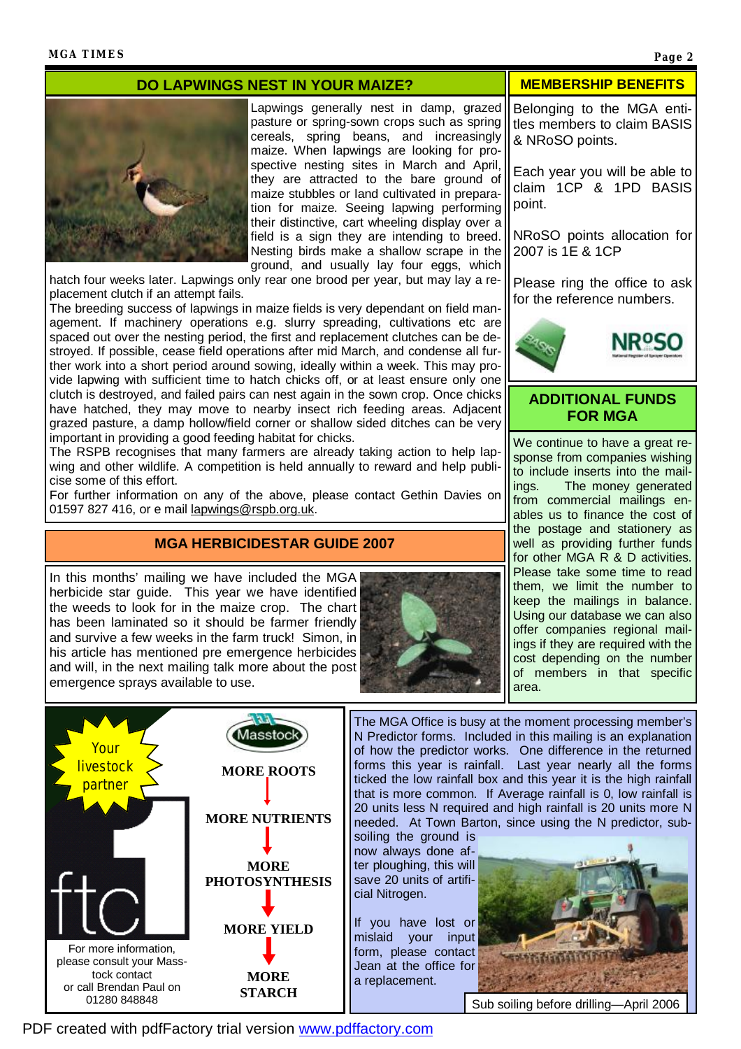## DO LAPWINGS NEST IN YOUR MAIZE?

Lapwings generally nest in damp, grazed pasture or spring-sown crops such as spring cereals, spring beans, and increasingly maize. When lapwings are looking for prospective nesting sites in March and April, they are attracted to the bare ground of maize stubbles or land cultivated in preparation for maize. Seeing lapwing performing their distinctive, cart wheeling display over a field is a sign they are intending to breed. Nesting birds make a shallow scrape in the ground, and usually lay four eggs, which hatch four weeks later. Lapwings only rear one brood per year, but may lay a replacement clutch if an attempt fails.

The breeding success of lapwings in maize fields is very dependant on field management. If machinery operations e.g. slurry spreading, cultivations etc are spaced out over the nesting period, the first and replacement clutches can be destroyed. If possible, cease field operations after mid March, and condense all further work into a short period around sowing, ideally within a week. This may provide lapwing with sufficient time to hatch chicks off, or at least ensure only one clutch is destroyed, and failed pairs can nest again in the sown crop. Once chicks have hatched, they may move to nearby insect rich feeding areas. Adjacent grazed pasture, a damp hollow/field corner or shallow sided ditches can be very important in providing a good feeding habitat for chicks.

The RSPB recognises that many farmers are already taking action to help lapwing and other wildlife. A competition is held annually to reward and help publicise some of this effort.

For further information on any of the above, please contact Gethin Davies on 01597 827 416, or e mail lapwings@rspb.org.uk.

## MGA HERBICIDESTAR GUIDE 2007

In this months' mailing we have included the MGA herbicide star guide. This year we have identified the weeds to look for in the maize crop. The chart has been laminated so it should be farmer friendly and survive a few weeks in the farm truck! Simon, in his article has mentioned pre emergence herbicides and will, in the next mailing talk more about the post emergence sprays available to use.

## MEMBERSHIP BENEFITS

Belonging to the MGA entitles members to claim BASIS & NRoSO points.

Each year you will be able to claim 1CP & 1PD BASIS point.

NRoSO points allocation for 2007 is 1E & 1CP

Please ring the office to ask for the reference numbers.

BASIS

NRoSO
National Register of Sprayer Operators

## ADDITIONAL FUNDS FOR MGA

We continue to have a great response from companies wishing to include inserts into the mailings. The money generated from commercial mailings enables us to finance the cost of the postage and stationery as well as providing further funds for other MGA R & D activities. Please take some time to read them, we limit the number to keep the mailings in balance. Using our database we can also offer companies regional mailings if they are required with the cost depending on the number of members in that specific area.

---

Your livestock partner

ftc1

Masstock

MORE ROOTS

MORE NUTRIENTS

MORE PHOTOSYNTHESIS

MORE YIELD

MORE STARCH

For more information, please consult your Masstock contact or call Brendan Paul on 01280 848848

---

The MGA Office is busy at the moment processing member's N Predictor forms. Included in this mailing is an explanation of how the predictor works. One difference in the returned forms this year is rainfall. Last year nearly all the forms ticked the low rainfall box and this year it is the high rainfall that is more common. If Average rainfall is 0, low rainfall is 20 units less N required and high rainfall is 20 units more N needed. At Town Barton, since using the N predictor, subsoiling the ground is now always done after ploughing, this will save 20 units of artificial Nitrogen.

If you have lost or mislaid your input form, please contact Jean at the office for a replacement.

Sub soiling before drilling—April 2006